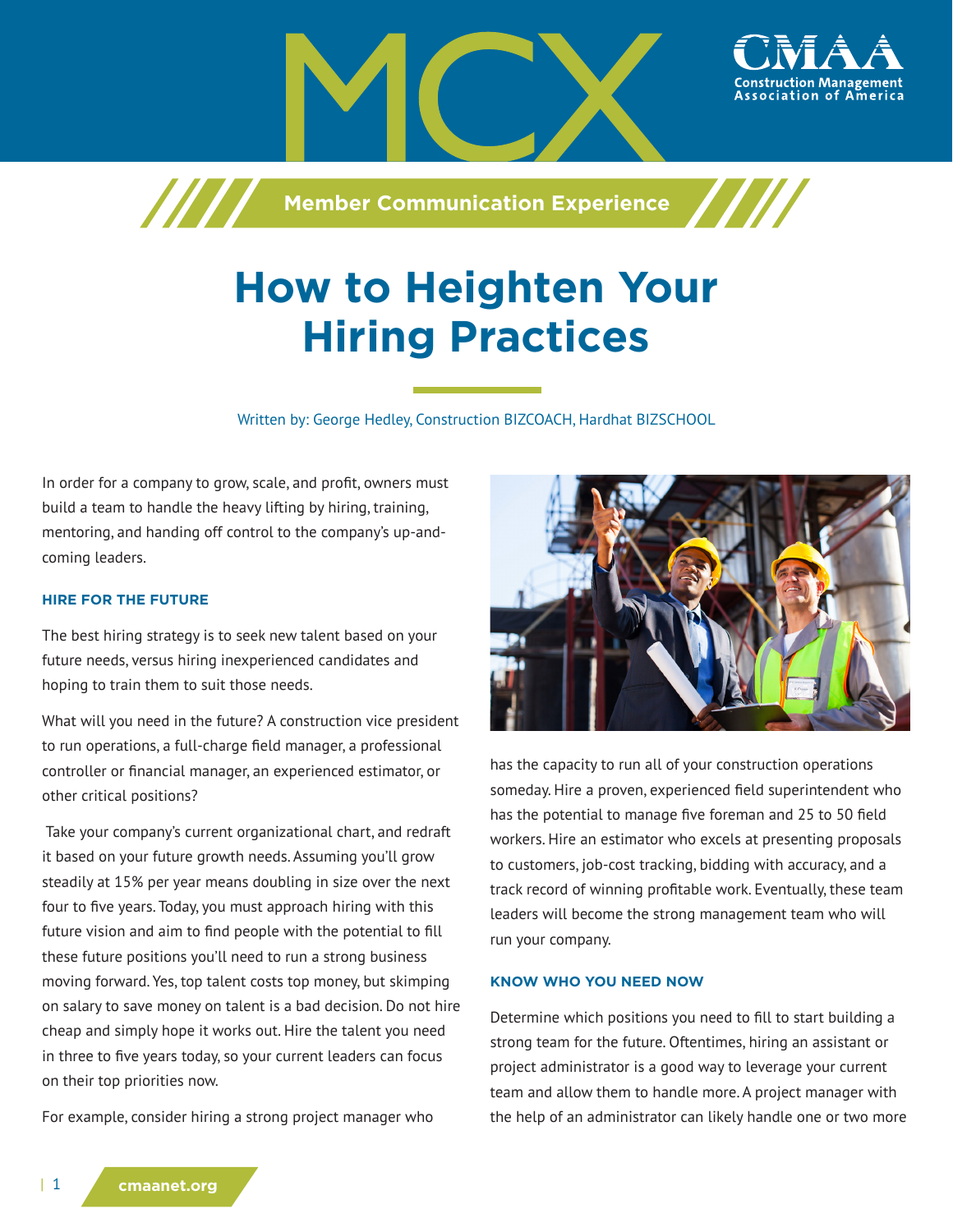# MCX

Member Communication Experience

# How to Heighten Your Hiring Practices

Written by: George Hedley, Construction BIZCOACH, Hardhat BIZSCHOOL

In order for a company to grow, scale, and profit, owners must build a team to handle the heavy lifting by hiring, training, mentoring, and handing off control to the company's up-and-coming leaders.

### HIRE FOR THE FUTURE

The best hiring strategy is to seek new talent based on your future needs, versus hiring inexperienced candidates and hoping to train them to suit those needs.

What will you need in the future? A construction vice president to run operations, a full-charge field manager, a professional controller or financial manager, an experienced estimator, or other critical positions?

Take your company's current organizational chart, and redraft it based on your future growth needs. Assuming you'll grow steadily at 15% per year means doubling in size over the next four to five years. Today, you must approach hiring with this future vision and aim to find people with the potential to fill these future positions you'll need to run a strong business moving forward. Yes, top talent costs top money, but skimping on salary to save money on talent is a bad decision. Do not hire cheap and simply hope it works out. Hire the talent you need in three to five years today, so your current leaders can focus on their top priorities now.

For example, consider hiring a strong project manager who has the capacity to run all of your construction operations someday. Hire a proven, experienced field superintendent who has the potential to manage five foreman and 25 to 50 field workers. Hire an estimator who excels at presenting proposals to customers, job-cost tracking, bidding with accuracy, and a track record of winning profitable work. Eventually, these team leaders will become the strong management team who will run your company.

### KNOW WHO YOU NEED NOW

Determine which positions you need to fill to start building a strong team for the future. Oftentimes, hiring an assistant or project administrator is a good way to leverage your current team and allow them to handle more. A project manager with the help of an administrator can likely handle one or two more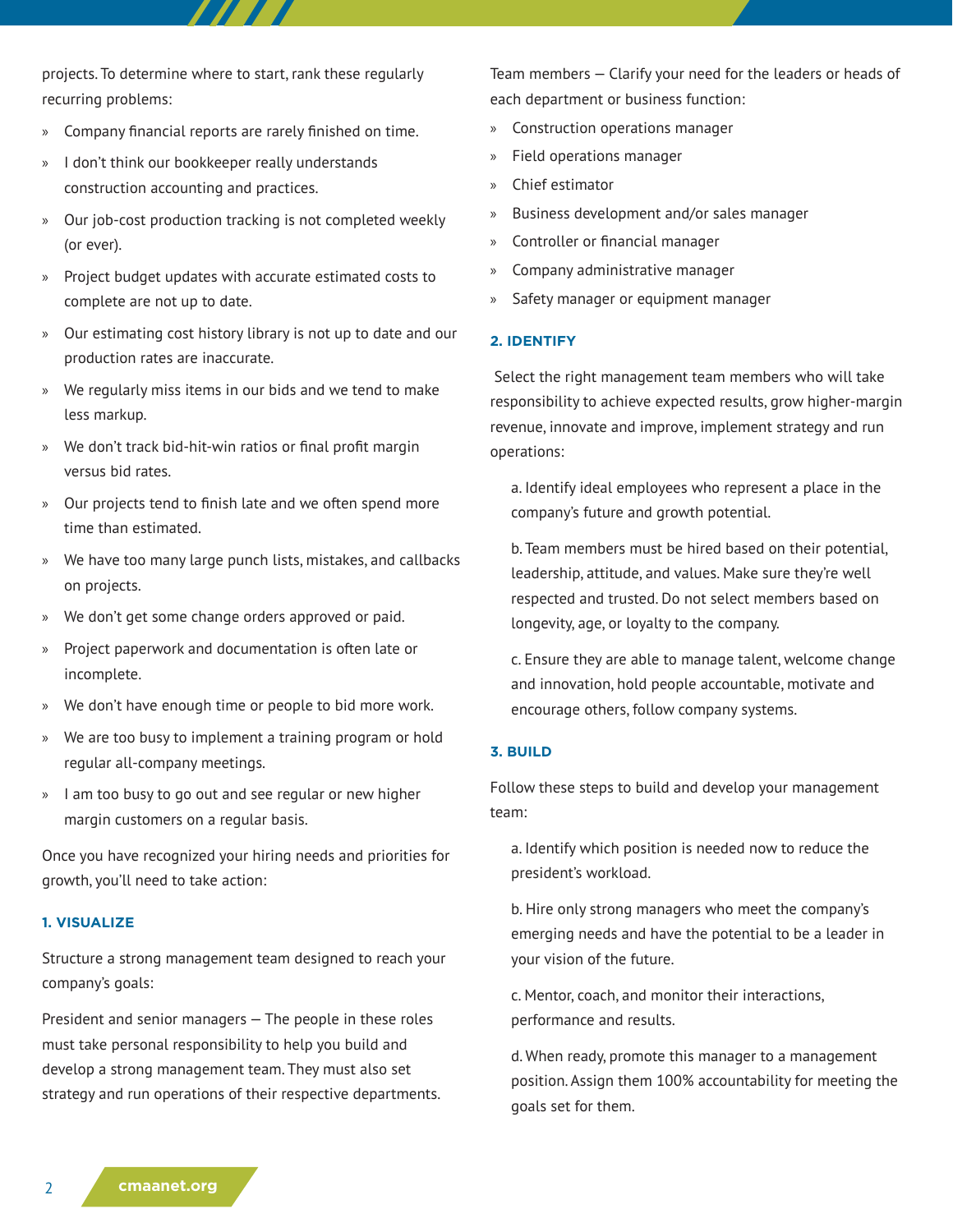projects. To determine where to start, rank these regularly recurring problems:

- Company financial reports are rarely finished on time.
- I don't think our bookkeeper really understands construction accounting and practices.
- Our job-cost production tracking is not completed weekly (or ever).
- Project budget updates with accurate estimated costs to complete are not up to date.
- Our estimating cost history library is not up to date and our production rates are inaccurate.
- We regularly miss items in our bids and we tend to make less markup.
- We don't track bid-hit-win ratios or final profit margin versus bid rates.
- Our projects tend to finish late and we often spend more time than estimated.
- We have too many large punch lists, mistakes, and callbacks on projects.
- We don't get some change orders approved or paid.
- Project paperwork and documentation is often late or incomplete.
- We don't have enough time or people to bid more work.
- We are too busy to implement a training program or hold regular all-company meetings.
- I am too busy to go out and see regular or new higher margin customers on a regular basis.

Once you have recognized your hiring needs and priorities for growth, you'll need to take action:

### 1. VISUALIZE

Structure a strong management team designed to reach your company's goals:

President and senior managers — The people in these roles must take personal responsibility to help you build and develop a strong management team. They must also set strategy and run operations of their respective departments.

Team members — Clarify your need for the leaders or heads of each department or business function:

- Construction operations manager
- Field operations manager
- Chief estimator
- Business development and/or sales manager
- Controller or financial manager
- Company administrative manager
- Safety manager or equipment manager

### 2. IDENTIFY

Select the right management team members who will take responsibility to achieve expected results, grow higher-margin revenue, innovate and improve, implement strategy and run operations:

a. Identify ideal employees who represent a place in the company's future and growth potential.

b. Team members must be hired based on their potential, leadership, attitude, and values. Make sure they're well respected and trusted. Do not select members based on longevity, age, or loyalty to the company.

c. Ensure they are able to manage talent, welcome change and innovation, hold people accountable, motivate and encourage others, follow company systems.

### 3. BUILD

Follow these steps to build and develop your management team:

a. Identify which position is needed now to reduce the president's workload.

b. Hire only strong managers who meet the company's emerging needs and have the potential to be a leader in your vision of the future.

c. Mentor, coach, and monitor their interactions, performance and results.

d. When ready, promote this manager to a management position. Assign them 100% accountability for meeting the goals set for them.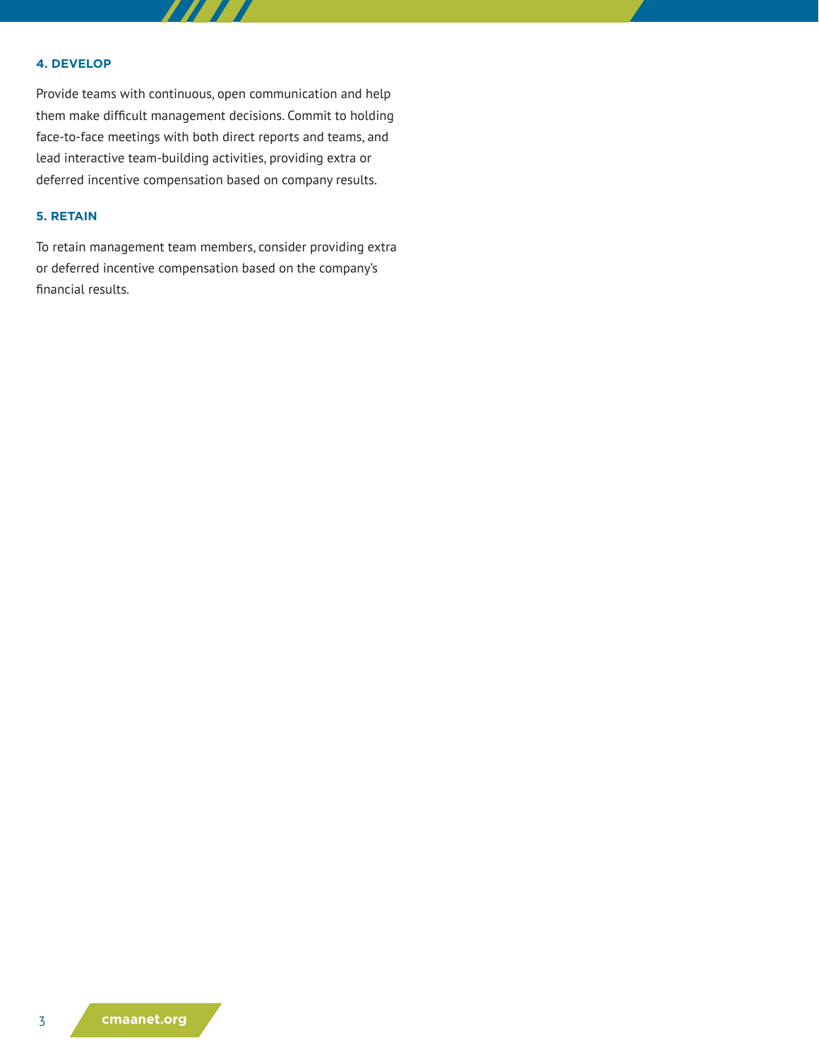#### 4. DEVELOP

Provide teams with continuous, open communication and help them make difficult management decisions. Commit to holding face-to-face meetings with both direct reports and teams, and lead interactive team-building activities, providing extra or deferred incentive compensation based on company results.

#### 5. RETAIN

To retain management team members, consider providing extra or deferred incentive compensation based on the company's financial results.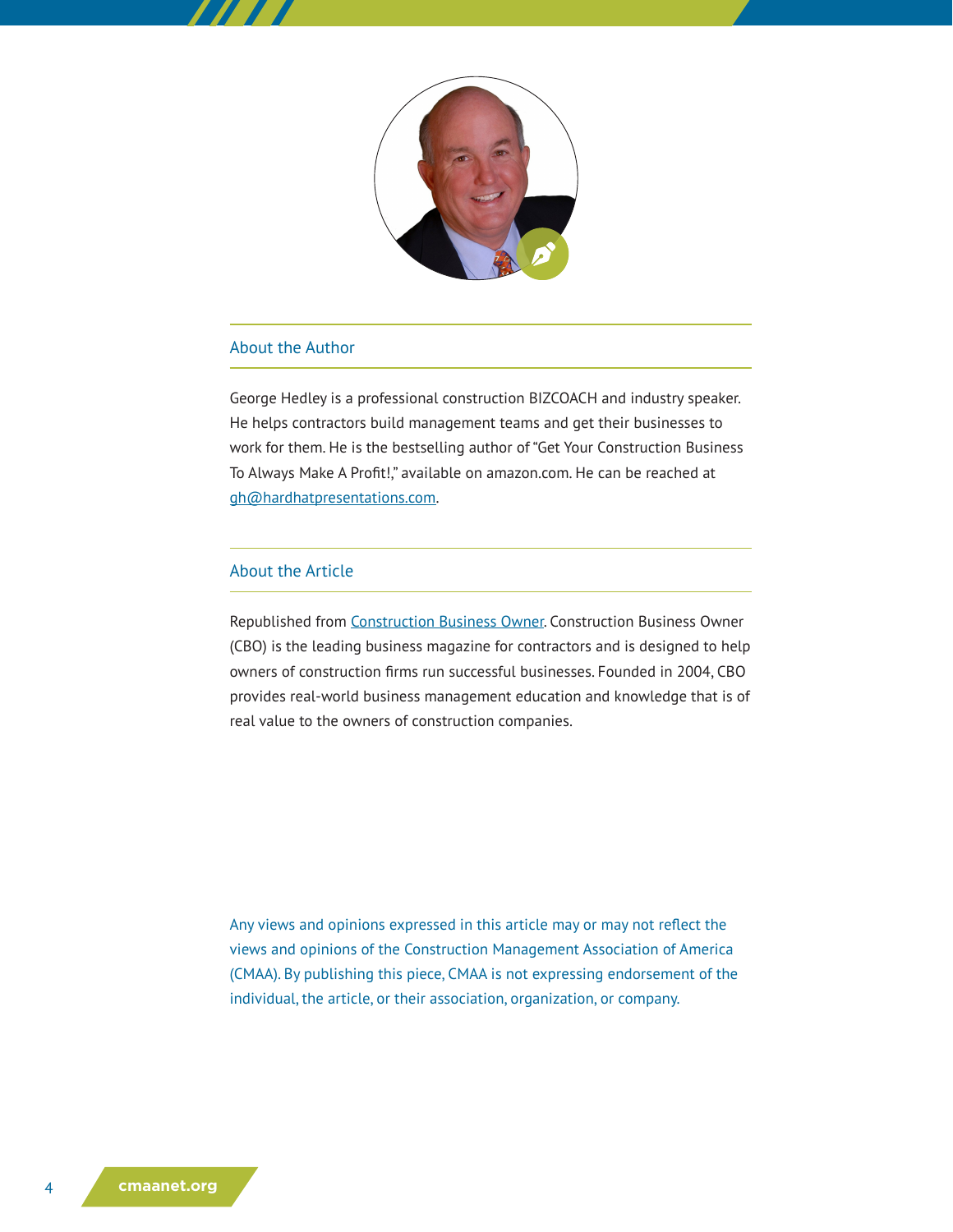## About the Author

George Hedley is a professional construction BIZCOACH and industry speaker. He helps contractors build management teams and get their businesses to work for them. He is the bestselling author of "Get Your Construction Business To Always Make A Profit!," available on amazon.com. He can be reached at gh@hardhatpresentations.com.

## About the Article

Republished from Construction Business Owner. Construction Business Owner (CBO) is the leading business magazine for contractors and is designed to help owners of construction firms run successful businesses. Founded in 2004, CBO provides real-world business management education and knowledge that is of real value to the owners of construction companies.

Any views and opinions expressed in this article may or may not reflect the views and opinions of the Construction Management Association of America (CMAA). By publishing this piece, CMAA is not expressing endorsement of the individual, the article, or their association, organization, or company.